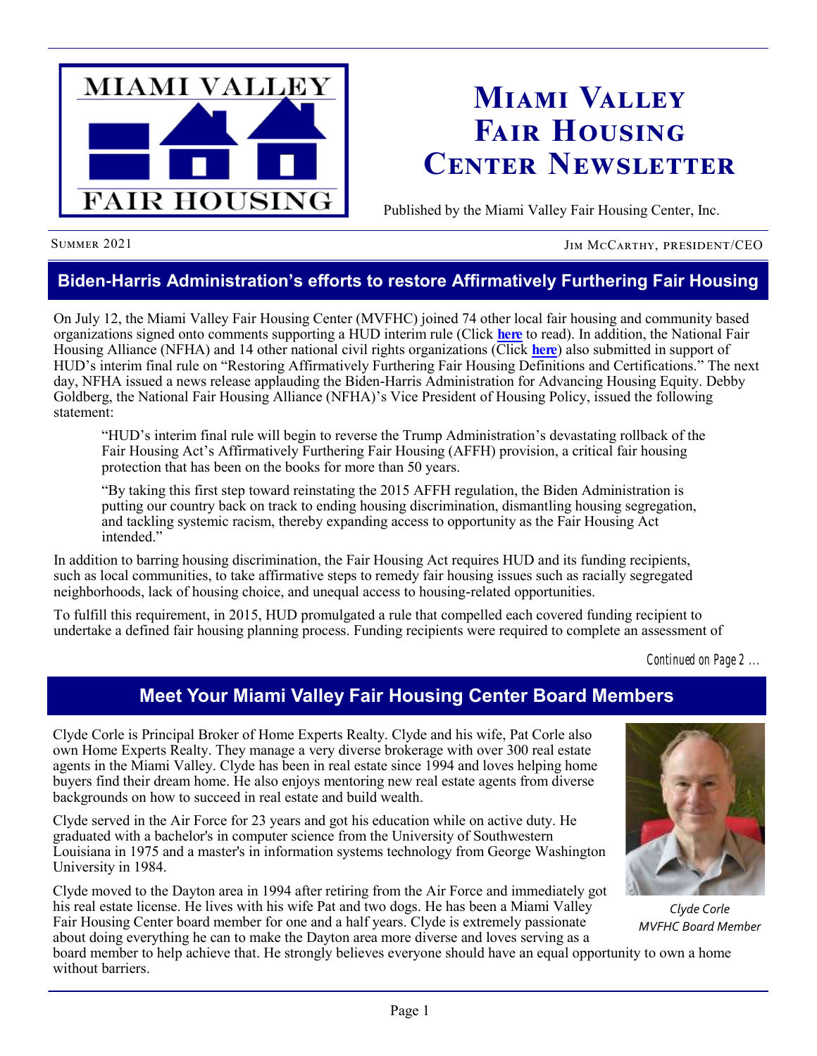# Miami Valley Fair Housing Center Newsletter

Published by the Miami Valley Fair Housing Center, Inc.

Summer 2021 — Jim McCarthy, president/CEO

## Biden-Harris Administration's efforts to restore Affirmatively Furthering Fair Housing

On July 12, the Miami Valley Fair Housing Center (MVFHC) joined 74 other local fair housing and community based organizations signed onto comments supporting a HUD interim rule (Click **here** to read). In addition, the National Fair Housing Alliance (NFHA) and 14 other national civil rights organizations (Click **here**) also submitted in support of HUD's interim final rule on "Restoring Affirmatively Furthering Fair Housing Definitions and Certifications." The next day, NFHA issued a news release applauding the Biden-Harris Administration for Advancing Housing Equity. Debby Goldberg, the National Fair Housing Alliance (NFHA)'s Vice President of Housing Policy, issued the following statement:

> "HUD's interim final rule will begin to reverse the Trump Administration's devastating rollback of the Fair Housing Act's Affirmatively Furthering Fair Housing (AFFH) provision, a critical fair housing protection that has been on the books for more than 50 years.
>
> "By taking this first step toward reinstating the 2015 AFFH regulation, the Biden Administration is putting our country back on track to ending housing discrimination, dismantling housing segregation, and tackling systemic racism, thereby expanding access to opportunity as the Fair Housing Act intended."

In addition to barring housing discrimination, the Fair Housing Act requires HUD and its funding recipients, such as local communities, to take affirmative steps to remedy fair housing issues such as racially segregated neighborhoods, lack of housing choice, and unequal access to housing-related opportunities.

To fulfill this requirement, in 2015, HUD promulgated a rule that compelled each covered funding recipient to undertake a defined fair housing planning process. Funding recipients were required to complete an assessment of

*Continued on Page 2 ...*

## Meet Your Miami Valley Fair Housing Center Board Members

Clyde Corle is Principal Broker of Home Experts Realty. Clyde and his wife, Pat Corle also own Home Experts Realty. They manage a very diverse brokerage with over 300 real estate agents in the Miami Valley. Clyde has been in real estate since 1994 and loves helping home buyers find their dream home. He also enjoys mentoring new real estate agents from diverse backgrounds on how to succeed in real estate and build wealth.

Clyde served in the Air Force for 23 years and got his education while on active duty. He graduated with a bachelor's in computer science from the University of Southwestern Louisiana in 1975 and a master's in information systems technology from George Washington University in 1984.

Clyde moved to the Dayton area in 1994 after retiring from the Air Force and immediately got his real estate license. He lives with his wife Pat and two dogs. He has been a Miami Valley Fair Housing Center board member for one and a half years. Clyde is extremely passionate about doing everything he can to make the Dayton area more diverse and loves serving as a board member to help achieve that. He strongly believes everyone should have an equal opportunity to own a home without barriers.

*Clyde Corle*
*MVFHC Board Member*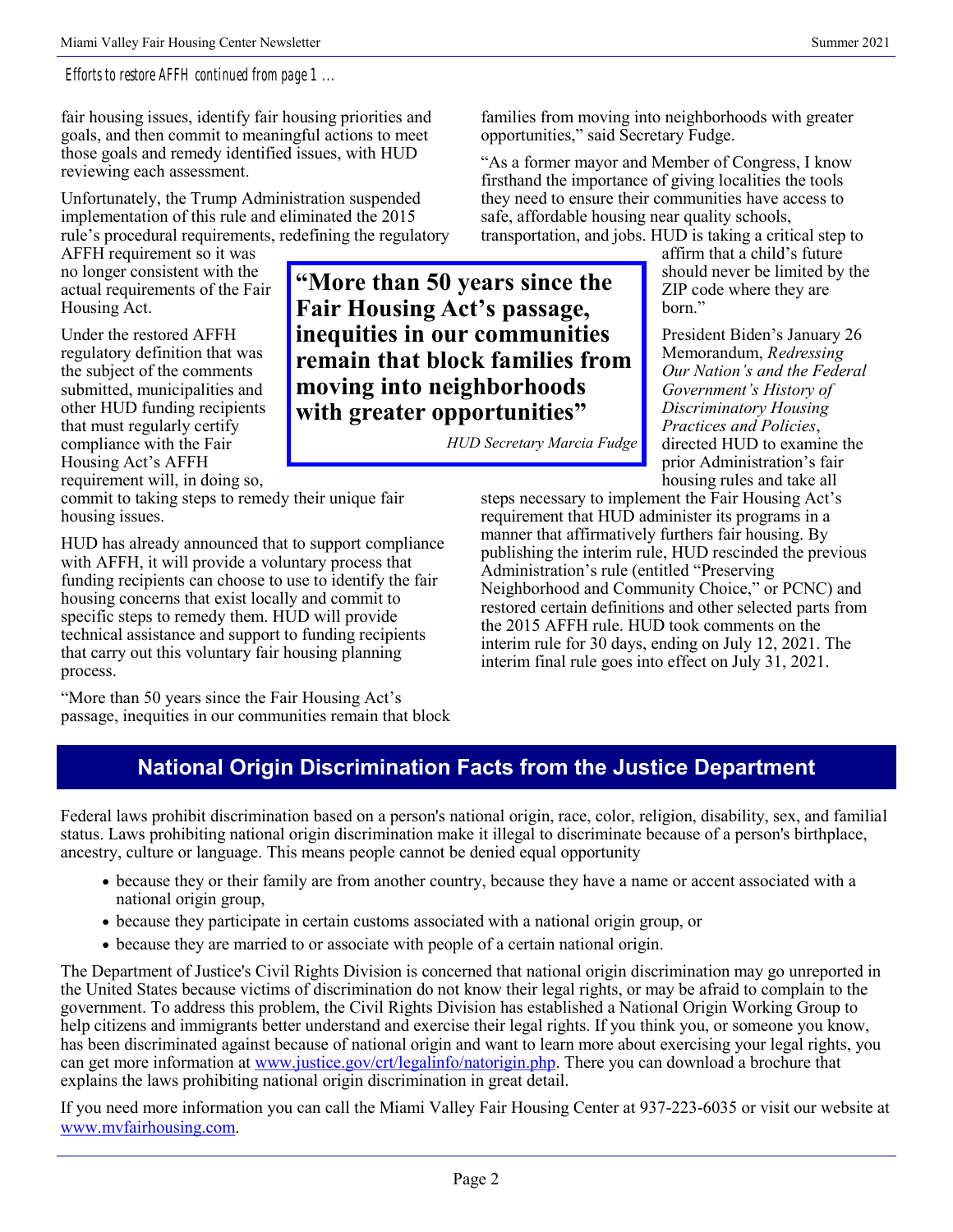*Efforts to restore AFFH continued from page 1 ...*

fair housing issues, identify fair housing priorities and goals, and then commit to meaningful actions to meet those goals and remedy identified issues, with HUD reviewing each assessment.

Unfortunately, the Trump Administration suspended implementation of this rule and eliminated the 2015 rule's procedural requirements, redefining the regulatory AFFH requirement so it was no longer consistent with the actual requirements of the Fair Housing Act.

Under the restored AFFH regulatory definition that was the subject of the comments submitted, municipalities and other HUD funding recipients that must regularly certify compliance with the Fair Housing Act's AFFH requirement will, in doing so, commit to taking steps to remedy their unique fair housing issues.

HUD has already announced that to support compliance with AFFH, it will provide a voluntary process that funding recipients can choose to use to identify the fair housing concerns that exist locally and commit to specific steps to remedy them. HUD will provide technical assistance and support to funding recipients that carry out this voluntary fair housing planning process.

> **"More than 50 years since the Fair Housing Act's passage, inequities in our communities remain that block families from moving into neighborhoods with greater opportunities"**
>
> *HUD Secretary Marcia Fudge*

"More than 50 years since the Fair Housing Act's passage, inequities in our communities remain that block families from moving into neighborhoods with greater opportunities," said Secretary Fudge.

"As a former mayor and Member of Congress, I know firsthand the importance of giving localities the tools they need to ensure their communities have access to safe, affordable housing near quality schools, transportation, and jobs. HUD is taking a critical step to affirm that a child's future should never be limited by the ZIP code where they are born."

President Biden's January 26 Memorandum, *Redressing Our Nation's and the Federal Government's History of Discriminatory Housing Practices and Policies*, directed HUD to examine the prior Administration's fair housing rules and take all steps necessary to implement the Fair Housing Act's requirement that HUD administer its programs in a manner that affirmatively furthers fair housing. By publishing the interim rule, HUD rescinded the previous Administration's rule (entitled "Preserving Neighborhood and Community Choice," or PCNC) and restored certain definitions and other selected parts from the 2015 AFFH rule. HUD took comments on the interim rule for 30 days, ending on July 12, 2021. The interim final rule goes into effect on July 31, 2021.

## National Origin Discrimination Facts from the Justice Department

Federal laws prohibit discrimination based on a person's national origin, race, color, religion, disability, sex, and familial status. Laws prohibiting national origin discrimination make it illegal to discriminate because of a person's birthplace, ancestry, culture or language. This means people cannot be denied equal opportunity

- because they or their family are from another country, because they have a name or accent associated with a national origin group,
- because they participate in certain customs associated with a national origin group, or
- because they are married to or associate with people of a certain national origin.

The Department of Justice's Civil Rights Division is concerned that national origin discrimination may go unreported in the United States because victims of discrimination do not know their legal rights, or may be afraid to complain to the government. To address this problem, the Civil Rights Division has established a National Origin Working Group to help citizens and immigrants better understand and exercise their legal rights. If you think you, or someone you know, has been discriminated against because of national origin and want to learn more about exercising your legal rights, you can get more information at www.justice.gov/crt/legalinfo/natorigin.php. There you can download a brochure that explains the laws prohibiting national origin discrimination in great detail.

If you need more information you can call the Miami Valley Fair Housing Center at 937-223-6035 or visit our website at www.mvfairhousing.com.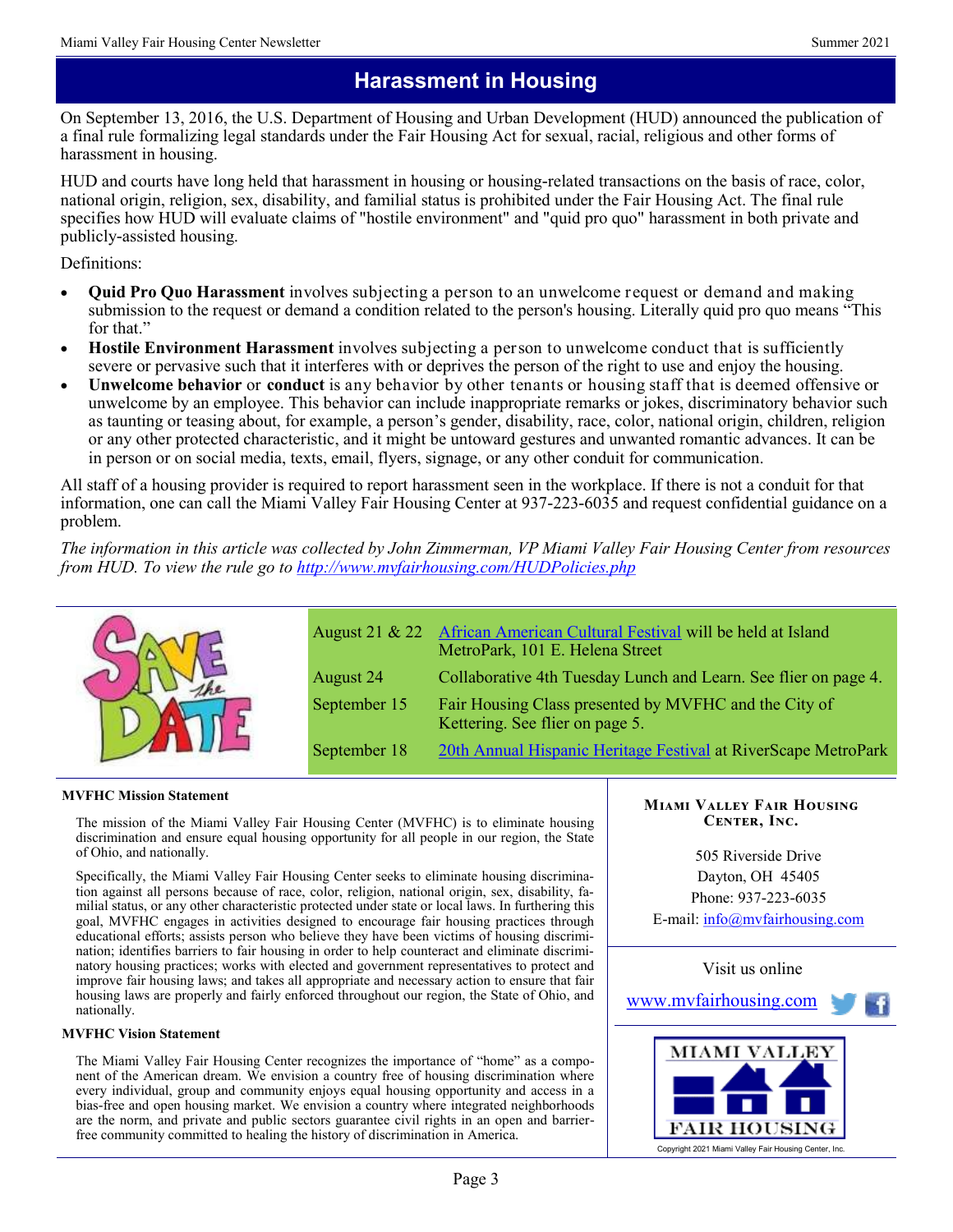## Harassment in Housing

On September 13, 2016, the U.S. Department of Housing and Urban Development (HUD) announced the publication of a final rule formalizing legal standards under the Fair Housing Act for sexual, racial, religious and other forms of harassment in housing.

HUD and courts have long held that harassment in housing or housing-related transactions on the basis of race, color, national origin, religion, sex, disability, and familial status is prohibited under the Fair Housing Act. The final rule specifies how HUD will evaluate claims of "hostile environment" and "quid pro quo" harassment in both private and publicly-assisted housing.

Definitions:

- **Quid Pro Quo Harassment** involves subjecting a person to an unwelcome request or demand and making submission to the request or demand a condition related to the person's housing. Literally quid pro quo means "This for that."
- **Hostile Environment Harassment** involves subjecting a person to unwelcome conduct that is sufficiently severe or pervasive such that it interferes with or deprives the person of the right to use and enjoy the housing.
- **Unwelcome behavior** or **conduct** is any behavior by other tenants or housing staff that is deemed offensive or unwelcome by an employee. This behavior can include inappropriate remarks or jokes, discriminatory behavior such as taunting or teasing about, for example, a person's gender, disability, race, color, national origin, children, religion or any other protected characteristic, and it might be untoward gestures and unwanted romantic advances. It can be in person or on social media, texts, email, flyers, signage, or any other conduit for communication.

All staff of a housing provider is required to report harassment seen in the workplace. If there is not a conduit for that information, one can call the Miami Valley Fair Housing Center at 937-223-6035 and request confidential guidance on a problem.

*The information in this article was collected by John Zimmerman, VP Miami Valley Fair Housing Center from resources from HUD. To view the rule go to http://www.mvfairhousing.com/HUDPolicies.php*

**SAVE the DATE**

| | |
|---|---|
| August 21 & 22 | African American Cultural Festival will be held at Island MetroPark, 101 E. Helena Street |
| August 24 | Collaborative 4th Tuesday Lunch and Learn. See flier on page 4. |
| September 15 | Fair Housing Class presented by MVFHC and the City of Kettering. See flier on page 5. |
| September 18 | 20th Annual Hispanic Heritage Festival at RiverScape MetroPark |

**MVFHC Mission Statement**

The mission of the Miami Valley Fair Housing Center (MVFHC) is to eliminate housing discrimination and ensure equal housing opportunity for all people in our region, the State of Ohio, and nationally.

Specifically, the Miami Valley Fair Housing Center seeks to eliminate housing discrimination against all persons because of race, color, religion, national origin, sex, disability, familial status, or any other characteristic protected under state or local laws. In furthering this goal, MVFHC engages in activities designed to encourage fair housing practices through educational efforts; assists person who believe they have been victims of housing discrimination; identifies barriers to fair housing in order to help counteract and eliminate discriminatory housing practices; works with elected and government representatives to protect and improve fair housing laws; and takes all appropriate and necessary action to ensure that fair housing laws are properly and fairly enforced throughout our region, the State of Ohio, and nationally.

**MVFHC Vision Statement**

The Miami Valley Fair Housing Center recognizes the importance of "home" as a component of the American dream. We envision a country free of housing discrimination where every individual, group and community enjoys equal housing opportunity and access in a bias-free and open housing market. We envision a country where integrated neighborhoods are the norm, and private and public sectors guarantee civil rights in an open and barrier-free community committed to healing the history of discrimination in America.

**Miami Valley Fair Housing Center, Inc.**

505 Riverside Drive
Dayton, OH 45405
Phone: 937-223-6035
E-mail: info@mvfairhousing.com

Visit us online

www.mvfairhousing.com

MIAMI VALLEY FAIR HOUSING

Copyright 2021 Miami Valley Fair Housing Center, Inc.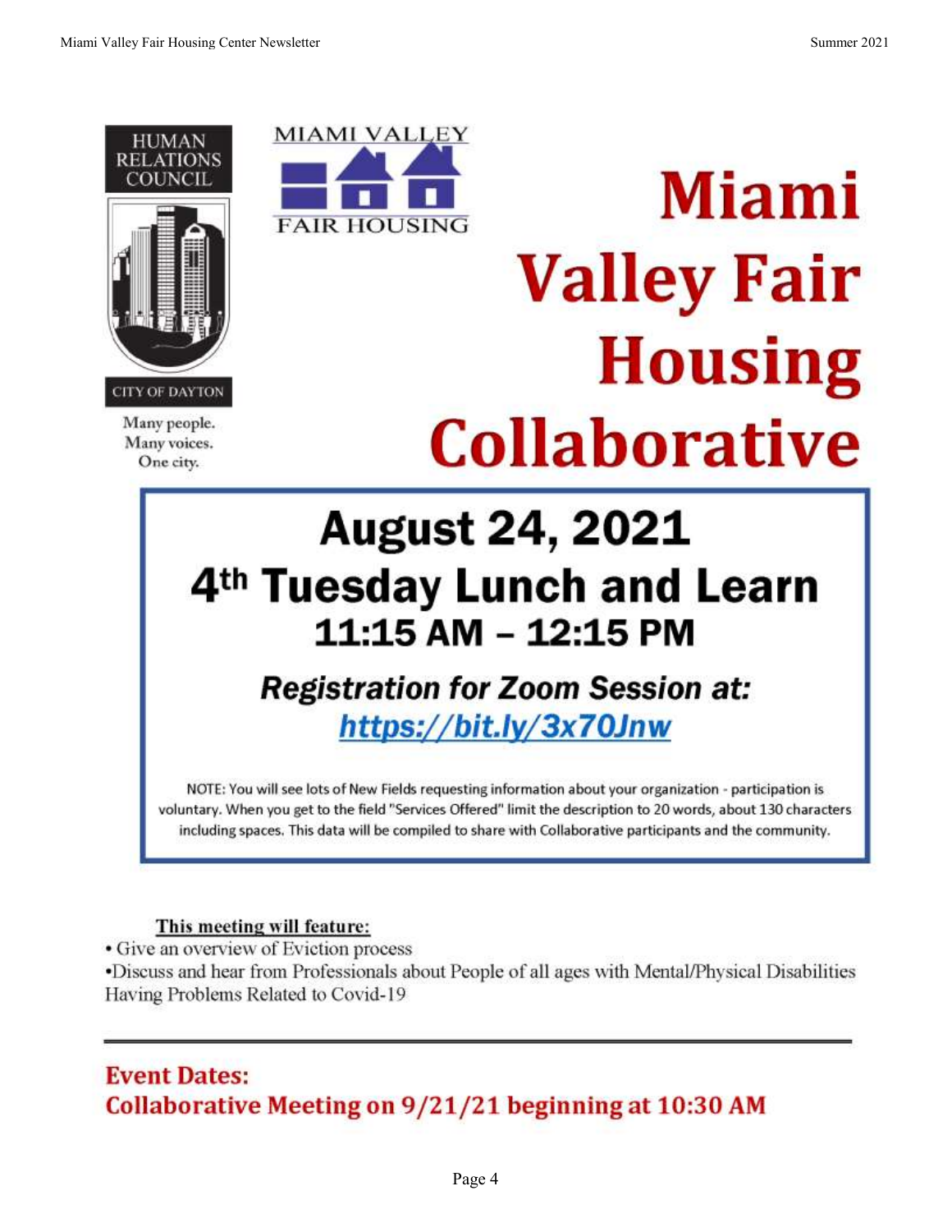HUMAN RELATIONS COUNCIL

CITY OF DAYTON

Many people.
Many voices.
One city.

MIAMI VALLEY FAIR HOUSING

# Miami Valley Fair Housing Collaborative

## August 24, 2021

## 4th Tuesday Lunch and Learn

### 11:15 AM – 12:15 PM

***Registration for Zoom Session at:***
***https://bit.ly/3x70Jnw***

NOTE: You will see lots of New Fields requesting information about your organization - participation is voluntary. When you get to the field "Services Offered" limit the description to 20 words, about 130 characters including spaces. This data will be compiled to share with Collaborative participants and the community.

**This meeting will feature:**

- Give an overview of Eviction process
- Discuss and hear from Professionals about People of all ages with Mental/Physical Disabilities Having Problems Related to Covid-19

---

**Event Dates:**
**Collaborative Meeting on 9/21/21 beginning at 10:30 AM**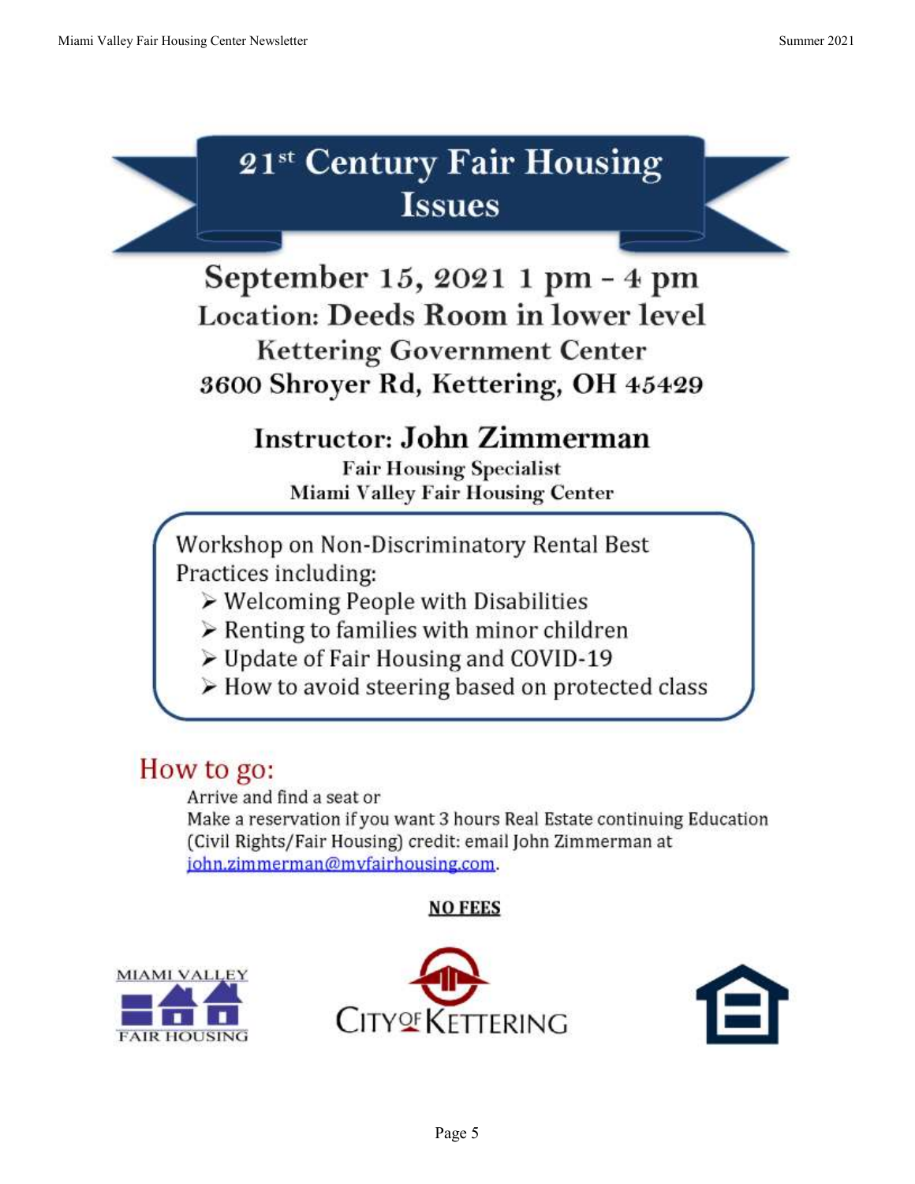# 21st Century Fair Housing Issues

## September 15, 2021 1 pm - 4 pm

**Location: Deeds Room in lower level**
**Kettering Government Center**
**3600 Shroyer Rd, Kettering, OH 45429**

## Instructor: John Zimmerman

**Fair Housing Specialist**
**Miami Valley Fair Housing Center**

Workshop on Non-Discriminatory Rental Best Practices including:

- Welcoming People with Disabilities
- Renting to families with minor children
- Update of Fair Housing and COVID-19
- How to avoid steering based on protected class

## How to go:

Arrive and find a seat or
Make a reservation if you want 3 hours Real Estate continuing Education (Civil Rights/Fair Housing) credit: email John Zimmerman at john.zimmerman@mvfairhousing.com.

**NO FEES**

MIAMI VALLEY FAIR HOUSING

CITY OF KETTERING